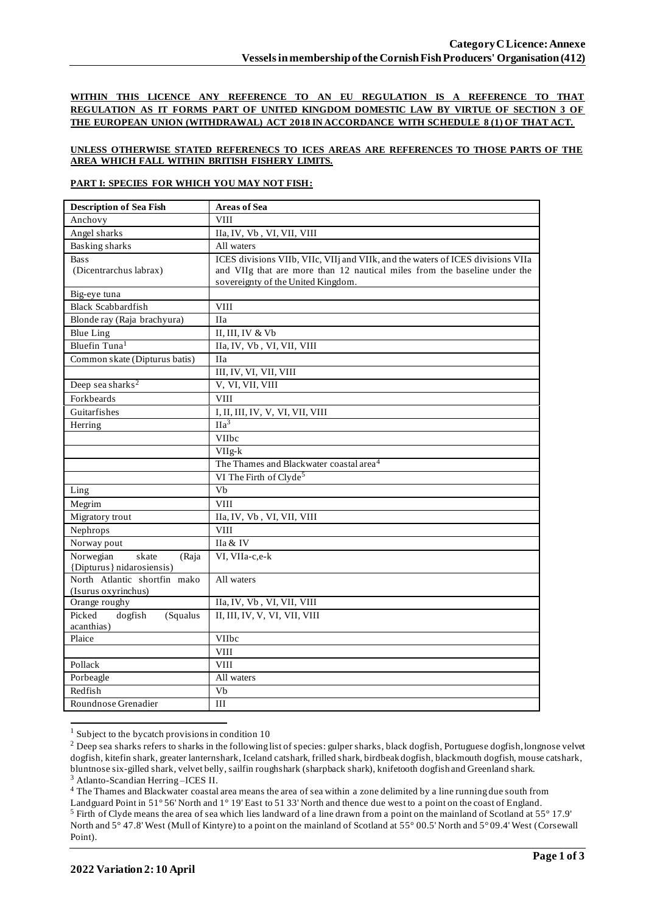**WITHIN THIS LICENCE ANY REFERENCE TO AN EU REGULATION IS A REFERENCE TO THAT REGULATION AS IT FORMS PART OF UNITED KINGDOM DOMESTIC LAW BY VIRTUE OF SECTION 3 OF THE EUROPEAN UNION (WITHDRAWAL) ACT 2018 IN ACCORDANCE WITH SCHEDULE 8 (1) OF THAT ACT.**

**UNLESS OTHERWISE STATED REFERENECS TO ICES AREAS ARE REFERENCES TO THOSE PARTS OF THE AREA WHICH FALL WITHIN BRITISH FISHERY LIMITS.**

**PART I: SPECIES FOR WHICH YOU MAY NOT FISH:**

| Description of Sea Fish | Areas of Sea |
|---|---|
| Anchovy | VIII |
| Angel sharks | IIa, IV, Vb , VI, VII, VIII |
| Basking sharks | All waters |
| Bass (Dicentrarchus labrax) | ICES divisions VIIb, VIIc, VIIj and VIIk, and the waters of ICES divisions VIIa and VIIg that are more than 12 nautical miles from the baseline under the sovereignty of the United Kingdom. |
| Big-eye tuna | |
| Black Scabbardfish | VIII |
| Blonde ray (Raja brachyura) | IIa |
| Blue Ling | II, III, IV & Vb |
| Bluefin Tuna[1] | IIa, IV, Vb , VI, VII, VIII |
| Common skate (Dipturus batis) | IIa |
| | III, IV, VI, VII, VIII |
| Deep sea sharks[2] | V, VI, VII, VIII |
| Forkbeards | VIII |
| Guitarfishes | I, II, III, IV, V, VI, VII, VIII |
| Herring | IIa[3] |
| | VIIbc |
| | VIIg-k |
| | The Thames and Blackwater coastal area[4] |
| | VI The Firth of Clyde[5] |
| Ling | Vb |
| Megrim | VIII |
| Migratory trout | IIa, IV, Vb , VI, VII, VIII |
| Nephrops | VIII |
| Norway pout | IIa & IV |
| Norwegian skate (Raja {Dipturus} nidarosiensis) | VI, VIIa-c,e-k |
| North Atlantic shortfin mako (Isurus oxyrinchus) | All waters |
| Orange roughy | IIa, IV, Vb , VI, VII, VIII |
| Picked dogfish (Squalus acanthias) | II, III, IV, V, VI, VII, VIII |
| Plaice | VIIbc |
| | VIII |
| Pollack | VIII |
| Porbeagle | All waters |
| Redfish | Vb |
| Roundnose Grenadier | III |

[1] Subject to the bycatch provisions in condition 10

[2] Deep sea sharks refers to sharks in the following list of species: gulper sharks, black dogfish, Portuguese dogfish, longnose velvet dogfish, kitefin shark, greater lanternshark, Iceland catshark, frilled shark, birdbeak dogfish, blackmouth dogfish, mouse catshark, bluntnose six-gilled shark, velvet belly, sailfin roughshark (sharpback shark), knifetooth dogfish and Greenland shark.

[3] Atlanto-Scandian Herring –ICES II.

[4] The Thames and Blackwater coastal area means the area of sea within a zone delimited by a line running due south from Landguard Point in 51° 56' North and 1° 19' East to 51 33' North and thence due west to a point on the coast of England.

[5] Firth of Clyde means the area of sea which lies landward of a line drawn from a point on the mainland of Scotland at 55° 17.9' North and 5° 47.8' West (Mull of Kintyre) to a point on the mainland of Scotland at 55° 00.5' North and 5° 09.4' West (Corsewall Point).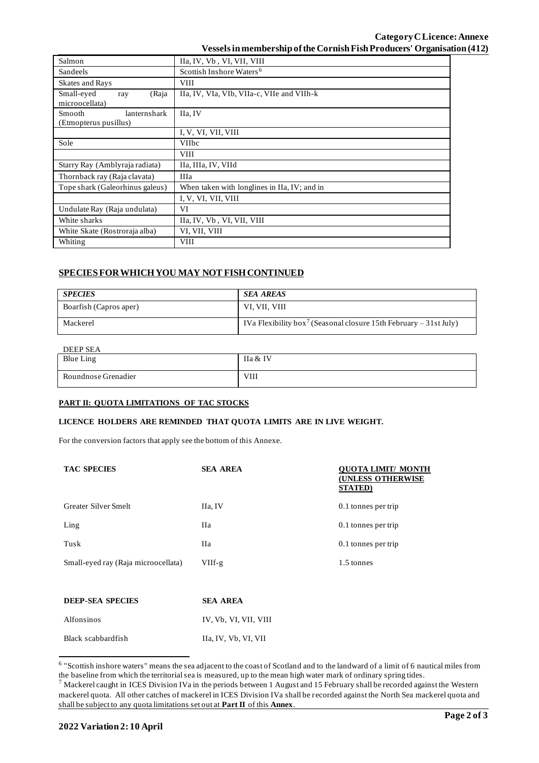| | |
|---|---|
| Salmon | IIa, IV, Vb , VI, VII, VIII |
| Sandeels | Scottish Inshore Waters[6] |
| Skates and Rays | VIII |
| Small-eyed ray (Raja microocellata) | IIa, IV, VIa, VIb, VIIa-c, VIIe and VIIh-k |
| Smooth lanternshark (Etmopterus pusillus) | IIa, IV |
| | I, V, VI, VII, VIII |
| Sole | VIIbc |
| | VIII |
| Starry Ray (Amblyraja radiata) | IIa, IIIa, IV, VIId |
| Thornback ray (Raja clavata) | IIIa |
| Tope shark (Galeorhinus galeus) | When taken with longlines in IIa, IV; and in |
| | I, V, VI, VII, VIII |
| Undulate Ray (Raja undulata) | VI |
| White sharks | IIa, IV, Vb , VI, VII, VIII |
| White Skate (Rostroraja alba) | VI, VII, VIII |
| Whiting | VIII |

## SPECIES FOR WHICH YOU MAY NOT FISH CONTINUED

| *SPECIES* | *SEA AREAS* |
|---|---|
| Boarfish (Capros aper) | VI, VII, VIII |
| Mackerel | IVa Flexibility box[7] (Seasonal closure 15th February – 31st July) |

DEEP SEA

| | |
|---|---|
| Blue Ling | IIa & IV |
| Roundnose Grenadier | VIII |

### PART II: QUOTA LIMITATIONS OF TAC STOCKS

**LICENCE HOLDERS ARE REMINDED THAT QUOTA LIMITS ARE IN LIVE WEIGHT.**

For the conversion factors that apply see the bottom of this Annexe.

| TAC SPECIES | SEA AREA | QUOTA LIMIT/ MONTH (UNLESS OTHERWISE STATED) |
|---|---|---|
| Greater Silver Smelt | IIa, IV | 0.1 tonnes per trip |
| Ling | IIa | 0.1 tonnes per trip |
| Tusk | IIa | 0.1 tonnes per trip |
| Small-eyed ray (Raja microocellata) | VIIf-g | 1.5 tonnes |

| DEEP-SEA SPECIES | SEA AREA |
|---|---|
| Alfonsinos | IV, Vb, VI, VII, VIII |
| Black scabbardfish | IIa, IV, Vb, VI, VII |

[6] "Scottish inshore waters" means the sea adjacent to the coast of Scotland and to the landward of a limit of 6 nautical miles from the baseline from which the territorial sea is measured, up to the mean high water mark of ordinary spring tides.

[7] Mackerel caught in ICES Division IVa in the periods between 1 August and 15 February shall be recorded against the Western mackerel quota. All other catches of mackerel in ICES Division IVa shall be recorded against the North Sea mackerel quota and shall be subject to any quota limitations set out at **Part II** of this **Annex**.

**2022 Variation 2: 10 April**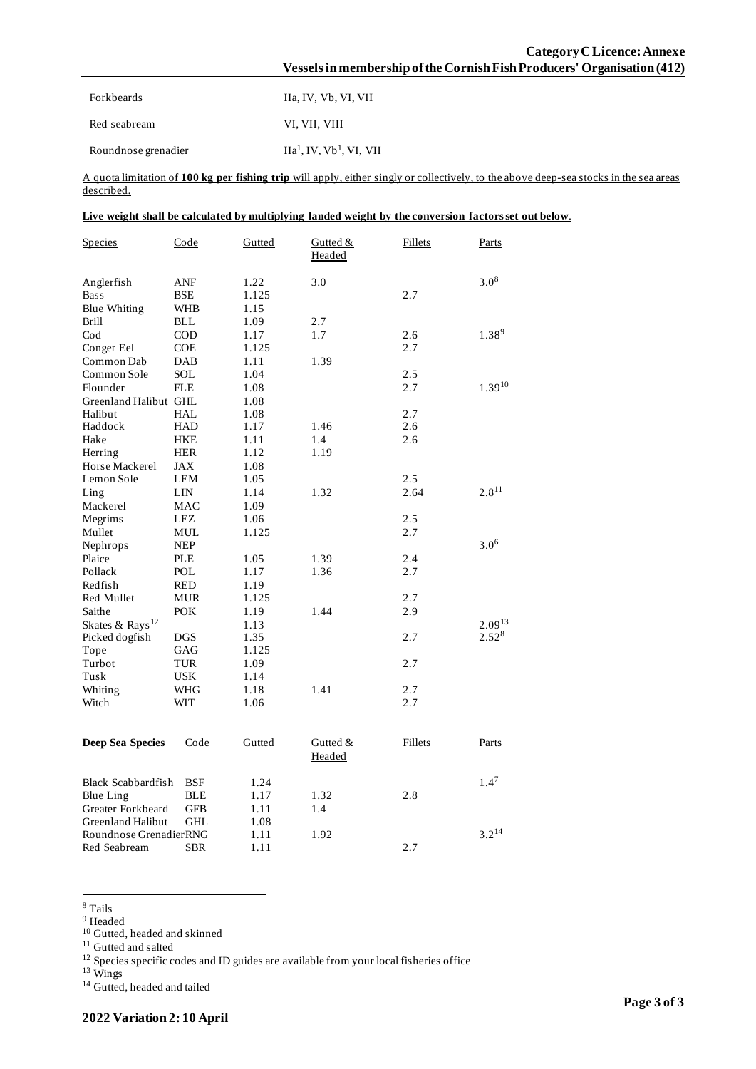| | |
|---|---|
| Forkbeards | IIa, IV, Vb, VI, VII |
| Red seabream | VI, VII, VIII |
| Roundnose grenadier | IIa[1], IV, Vb[1], VI, VII |

A quota limitation of **100 kg per fishing trip** will apply, either singly or collectively, to the above deep-sea stocks in the sea areas described.

**Live weight shall be calculated by multiplying landed weight by the conversion factors set out below**.

| Species | Code | Gutted | Gutted & Headed | Fillets | Parts |
|---|---|---|---|---|---|
| Anglerfish | ANF | 1.22 | 3.0 | | 3.0[8] |
| Bass | BSE | 1.125 | | 2.7 | |
| Blue Whiting | WHB | 1.15 | | | |
| Brill | BLL | 1.09 | 2.7 | | |
| Cod | COD | 1.17 | 1.7 | 2.6 | 1.38[9] |
| Conger Eel | COE | 1.125 | | 2.7 | |
| Common Dab | DAB | 1.11 | 1.39 | | |
| Common Sole | SOL | 1.04 | | 2.5 | |
| Flounder | FLE | 1.08 | | 2.7 | 1.39[10] |
| Greenland Halibut | GHL | 1.08 | | | |
| Halibut | HAL | 1.08 | | 2.7 | |
| Haddock | HAD | 1.17 | 1.46 | 2.6 | |
| Hake | HKE | 1.11 | 1.4 | 2.6 | |
| Herring | HER | 1.12 | 1.19 | | |
| Horse Mackerel | JAX | 1.08 | | | |
| Lemon Sole | LEM | 1.05 | | 2.5 | |
| Ling | LIN | 1.14 | 1.32 | 2.64 | 2.8[11] |
| Mackerel | MAC | 1.09 | | | |
| Megrims | LEZ | 1.06 | | 2.5 | |
| Mullet | MUL | 1.125 | | 2.7 | |
| Nephrops | NEP | | | | 3.0[6] |
| Plaice | PLE | 1.05 | 1.39 | 2.4 | |
| Pollack | POL | 1.17 | 1.36 | 2.7 | |
| Redfish | RED | 1.19 | | | |
| Red Mullet | MUR | 1.125 | | 2.7 | |
| Saithe | POK | 1.19 | 1.44 | 2.9 | |
| Skates & Rays[12] | | 1.13 | | | 2.09[13] |
| Picked dogfish | DGS | 1.35 | | 2.7 | 2.52[8] |
| Tope | GAG | 1.125 | | | |
| Turbot | TUR | 1.09 | | 2.7 | |
| Tusk | USK | 1.14 | | | |
| Whiting | WHG | 1.18 | 1.41 | 2.7 | |
| Witch | WIT | 1.06 | | 2.7 | |

| **Deep Sea Species** | Code | Gutted | Gutted & Headed | Fillets | Parts |
|---|---|---|---|---|---|
| Black Scabbardfish | BSF | 1.24 | | | 1.4[7] |
| Blue Ling | BLE | 1.17 | 1.32 | 2.8 | |
| Greater Forkbeard | GFB | 1.11 | 1.4 | | |
| Greenland Halibut | GHL | 1.08 | | | |
| Roundnose Grenadier | RNG | 1.11 | 1.92 | | 3.2[14] |
| Red Seabream | SBR | 1.11 | | 2.7 | |

[8] Tails
[9] Headed
[10] Gutted, headed and skinned
[11] Gutted and salted
[12] Species specific codes and ID guides are available from your local fisheries office
[13] Wings
[14] Gutted, headed and tailed

**2022 Variation 2: 10 April**